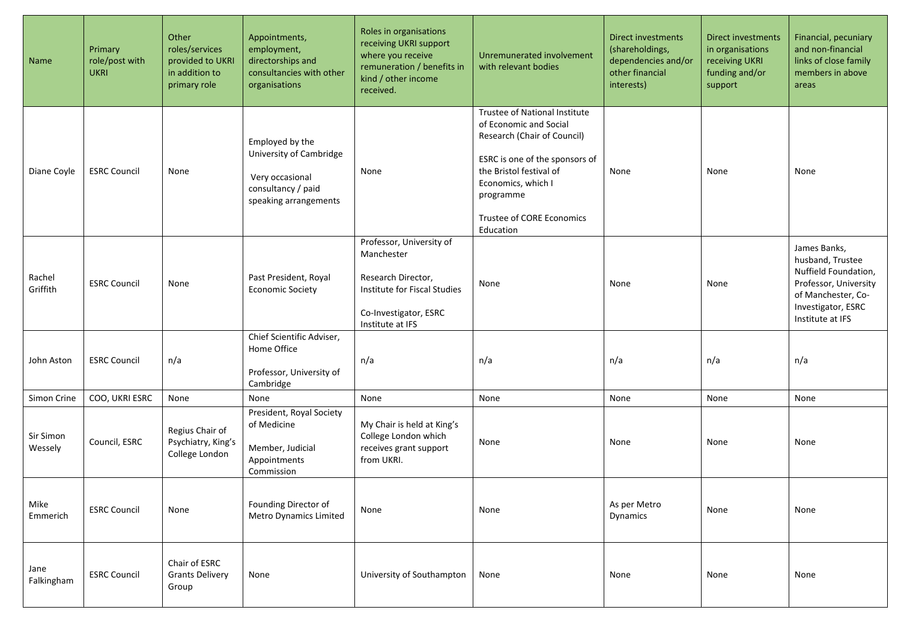| Name | Primary role/post with UKRI | Other roles/services provided to UKRI in addition to primary role | Appointments, employment, directorships and consultancies with other organisations | Roles in organisations receiving UKRI support where you receive remuneration / benefits in kind / other income received. | Unremunerated involvement with relevant bodies | Direct investments (shareholdings, dependencies and/or other financial interests) | Direct investments in organisations receiving UKRI funding and/or support | Financial, pecuniary and non-financial links of close family members in above areas |
|---|---|---|---|---|---|---|---|---|
| Diane Coyle | ESRC Council | None | Employed by the University of Cambridge<br><br>Very occasional consultancy / paid speaking arrangements | None | Trustee of National Institute of Economic and Social Research (Chair of Council)<br><br>ESRC is one of the sponsors of the Bristol festival of Economics, which I programme<br><br>Trustee of CORE Economics Education | None | None | None |
| Rachel Griffith | ESRC Council | None | Past President, Royal Economic Society | Professor, University of Manchester<br><br>Research Director, Institute for Fiscal Studies<br><br>Co-Investigator, ESRC Institute at IFS | None | None | None | James Banks, husband, Trustee Nuffield Foundation, Professor, University of Manchester, Co-Investigator, ESRC Institute at IFS |
| John Aston | ESRC Council | n/a | Chief Scientific Adviser, Home Office<br><br>Professor, University of Cambridge | n/a | n/a | n/a | n/a | n/a |
| Simon Crine | COO, UKRI ESRC | None | None | None | None | None | None | None |
| Sir Simon Wessely | Council, ESRC | Regius Chair of Psychiatry, King's College London | President, Royal Society of Medicine<br><br>Member, Judicial Appointments Commission | My Chair is held at King's College London which receives grant support from UKRI. | None | None | None | None |
| Mike Emmerich | ESRC Council | None | Founding Director of Metro Dynamics Limited | None | None | As per Metro Dynamics | None | None |
| Jane Falkingham | ESRC Council | Chair of ESRC Grants Delivery Group | None | University of Southampton | None | None | None | None |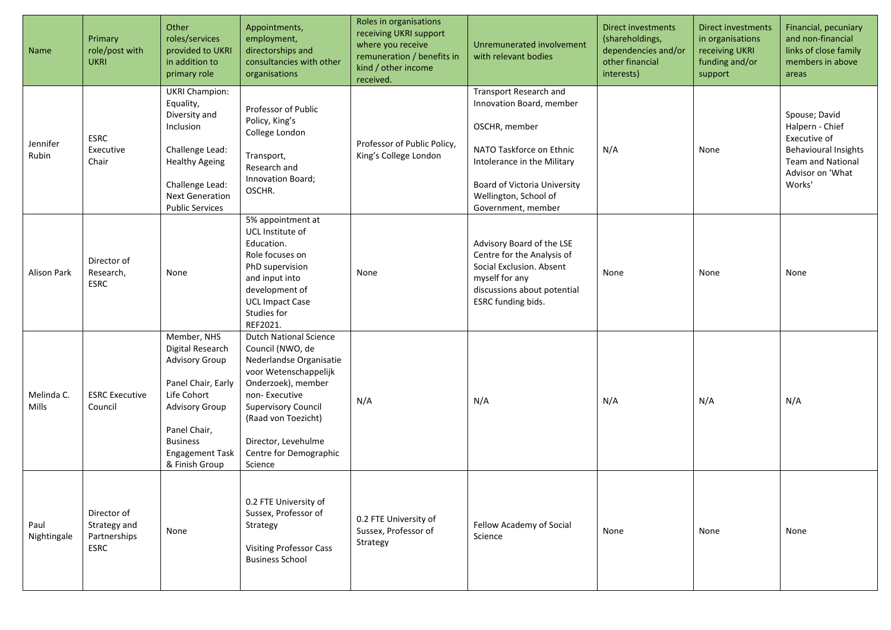| Name | Primary role/post with UKRI | Other roles/services provided to UKRI in addition to primary role | Appointments, employment, directorships and consultancies with other organisations | Roles in organisations receiving UKRI support where you receive remuneration / benefits in kind / other income received. | Unremunerated involvement with relevant bodies | Direct investments (shareholdings, dependencies and/or other financial interests) | Direct investments in organisations receiving UKRI funding and/or support | Financial, pecuniary and non-financial links of close family members in above areas |
|---|---|---|---|---|---|---|---|---|
| Jennifer Rubin | ESRC Executive Chair | UKRI Champion: Equality, Diversity and Inclusion<br><br>Challenge Lead: Healthy Ageing<br><br>Challenge Lead: Next Generation Public Services | Professor of Public Policy, King's College London<br><br>Transport, Research and Innovation Board; OSCHR. | Professor of Public Policy, King's College London | Transport Research and Innovation Board, member<br><br>OSCHR, member<br><br>NATO Taskforce on Ethnic Intolerance in the Military<br><br>Board of Victoria University Wellington, School of Government, member | N/A | None | Spouse; David Halpern - Chief Executive of Behavioural Insights Team and National Advisor on 'What Works' |
| Alison Park | Director of Research, ESRC | None | 5% appointment at UCL Institute of Education. Role focuses on PhD supervision and input into development of UCL Impact Case Studies for REF2021. | None | Advisory Board of the LSE Centre for the Analysis of Social Exclusion. Absent myself for any discussions about potential ESRC funding bids. | None | None | None |
| Melinda C. Mills | ESRC Executive Council | Member, NHS Digital Research Advisory Group<br><br>Panel Chair, Early Life Cohort Advisory Group<br><br>Panel Chair, Business Engagement Task & Finish Group | Dutch National Science Council (NWO, de Nederlandse Organisatie voor Wetenschappelijk Onderzoek), member non- Executive Supervisory Council (Raad von Toezicht)<br><br>Director, Levehulme Centre for Demographic Science | N/A | N/A | N/A | N/A | N/A |
| Paul Nightingale | Director of Strategy and Partnerships ESRC | None | 0.2 FTE University of Sussex, Professor of Strategy<br><br>Visiting Professor Cass Business School | 0.2 FTE University of Sussex, Professor of Strategy | Fellow Academy of Social Science | None | None | None |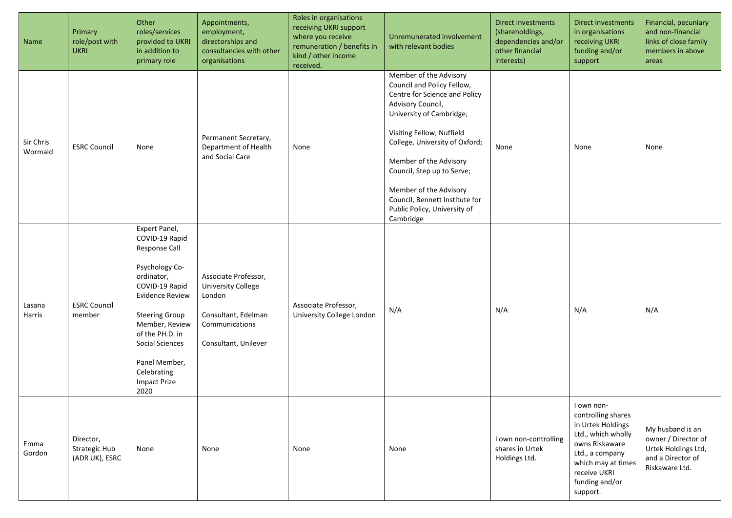| Name | Primary role/post with UKRI | Other roles/services provided to UKRI in addition to primary role | Appointments, employment, directorships and consultancies with other organisations | Roles in organisations receiving UKRI support where you receive remuneration / benefits in kind / other income received. | Unremunerated involvement with relevant bodies | Direct investments (shareholdings, dependencies and/or other financial interests) | Direct investments in organisations receiving UKRI funding and/or support | Financial, pecuniary and non-financial links of close family members in above areas |
|---|---|---|---|---|---|---|---|---|
| Sir Chris Wormald | ESRC Council | None | Permanent Secretary, Department of Health and Social Care | None | Member of the Advisory Council and Policy Fellow, Centre for Science and Policy Advisory Council, University of Cambridge;<br><br>Visiting Fellow, Nuffield College, University of Oxford;<br><br>Member of the Advisory Council, Step up to Serve;<br><br>Member of the Advisory Council, Bennett Institute for Public Policy, University of Cambridge | None | None | None |
| Lasana Harris | ESRC Council member | Expert Panel, COVID-19 Rapid Response Call<br><br>Psychology Co-ordinator, COVID-19 Rapid Evidence Review<br><br>Steering Group Member, Review of the PH.D. in Social Sciences<br><br>Panel Member, Celebrating Impact Prize 2020 | Associate Professor, University College London<br><br>Consultant, Edelman Communications<br><br>Consultant, Unilever | Associate Professor, University College London | N/A | N/A | N/A | N/A |
| Emma Gordon | Director, Strategic Hub (ADR UK), ESRC | None | None | None | None | I own non-controlling shares in Urtek Holdings Ltd. | I own non-controlling shares in Urtek Holdings Ltd., which wholly owns Riskaware Ltd., a company which may at times receive UKRI funding and/or support. | My husband is an owner / Director of Urtek Holdings Ltd, and a Director of Riskaware Ltd. |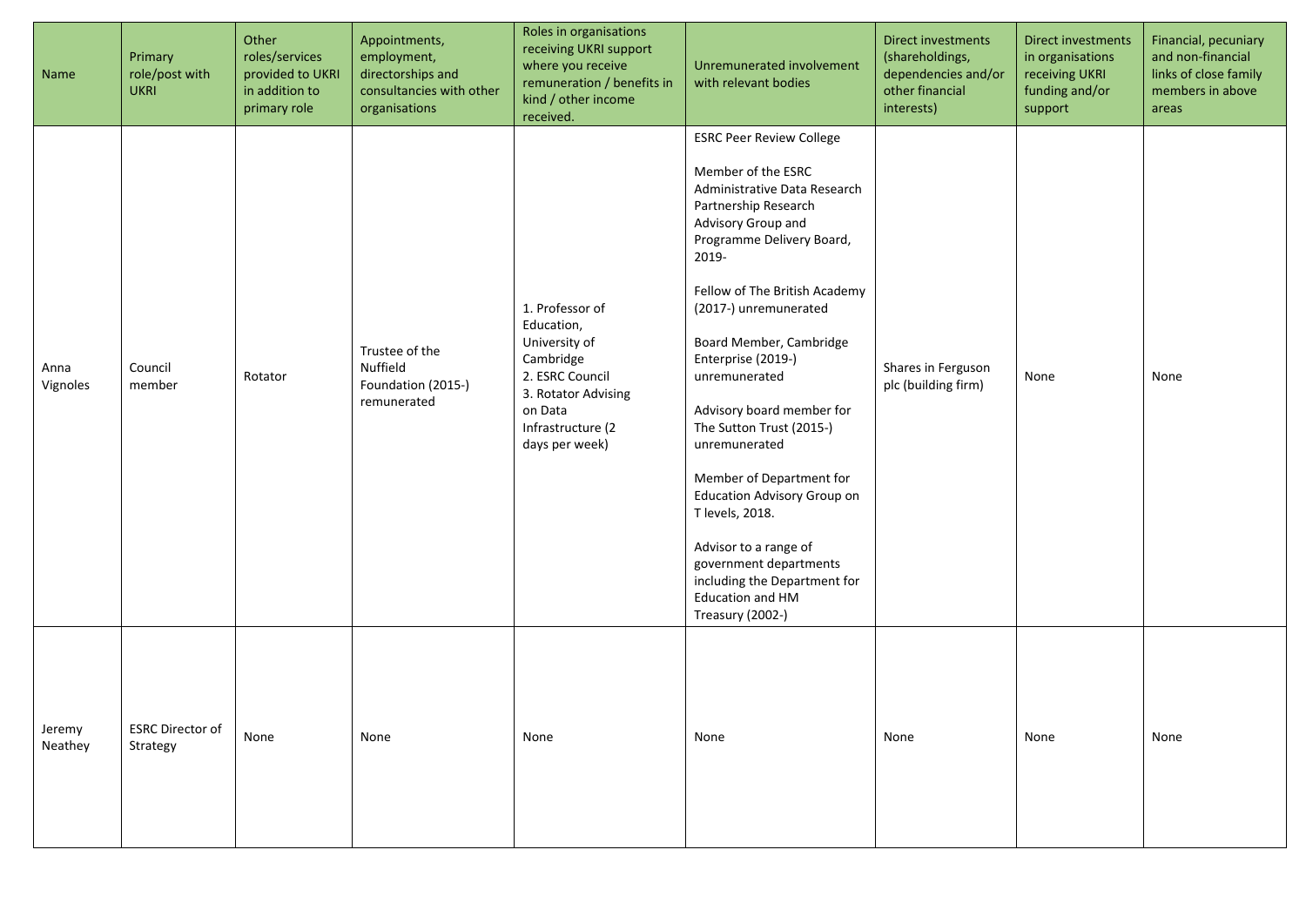| Name | Primary role/post with UKRI | Other roles/services provided to UKRI in addition to primary role | Appointments, employment, directorships and consultancies with other organisations | Roles in organisations receiving UKRI support where you receive remuneration / benefits in kind / other income received. | Unremunerated involvement with relevant bodies | Direct investments (shareholdings, dependencies and/or other financial interests) | Direct investments in organisations receiving UKRI funding and/or support | Financial, pecuniary and non-financial links of close family members in above areas |
|---|---|---|---|---|---|---|---|---|
| Anna Vignoles | Council member | Rotator | Trustee of the Nuffield Foundation (2015-) remunerated | 1. Professor of Education, University of Cambridge<br>2. ESRC Council<br>3. Rotator Advising on Data Infrastructure (2 days per week) | ESRC Peer Review College<br><br>Member of the ESRC Administrative Data Research Partnership Research Advisory Group and Programme Delivery Board, 2019-<br><br>Fellow of The British Academy (2017-) unremunerated<br><br>Board Member, Cambridge Enterprise (2019-) unremunerated<br><br>Advisory board member for The Sutton Trust (2015-) unremunerated<br><br>Member of Department for Education Advisory Group on T levels, 2018.<br><br>Advisor to a range of government departments including the Department for Education and HM Treasury (2002-) | Shares in Ferguson plc (building firm) | None | None |
| Jeremy Neathey | ESRC Director of Strategy | None | None | None | None | None | None | None |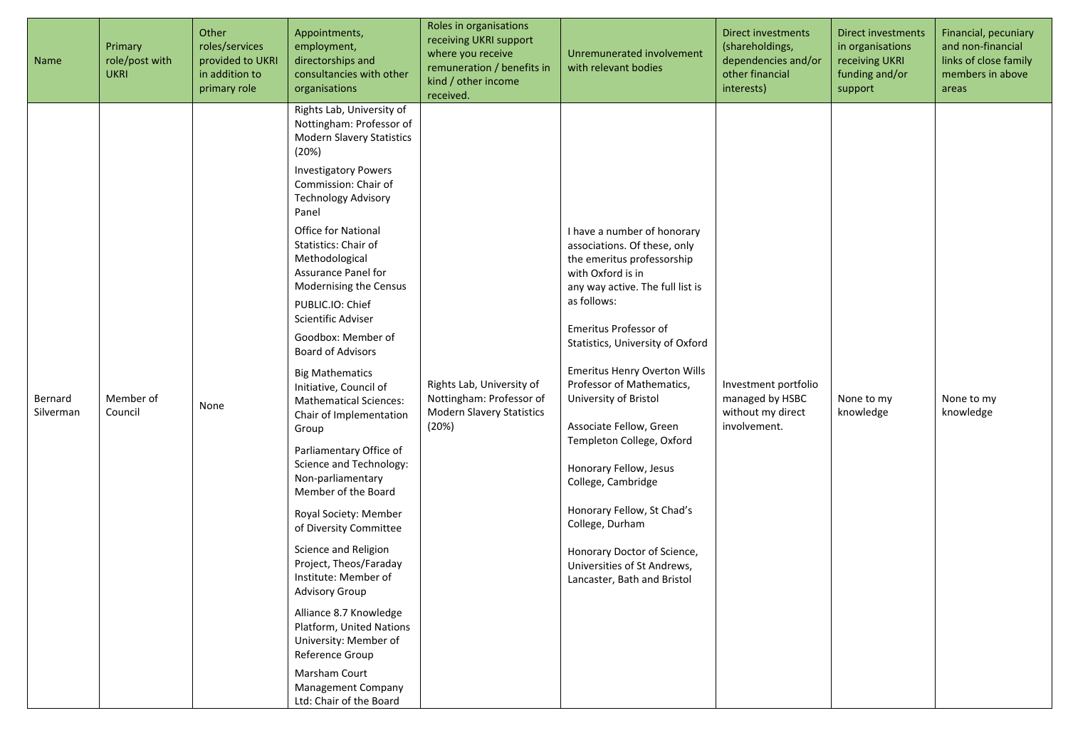| Name | Primary role/post with UKRI | Other roles/services provided to UKRI in addition to primary role | Appointments, employment, directorships and consultancies with other organisations | Roles in organisations receiving UKRI support where you receive remuneration / benefits in kind / other income received. | Unremunerated involvement with relevant bodies | Direct investments (shareholdings, dependencies and/or other financial interests) | Direct investments in organisations receiving UKRI funding and/or support | Financial, pecuniary and non-financial links of close family members in above areas |
|---|---|---|---|---|---|---|---|---|
| Bernard Silverman | Member of Council | None | Rights Lab, University of Nottingham: Professor of Modern Slavery Statistics (20%)<br><br>Investigatory Powers Commission: Chair of Technology Advisory Panel<br><br>Office for National Statistics: Chair of Methodological Assurance Panel for Modernising the Census<br><br>PUBLIC.IO: Chief Scientific Adviser<br><br>Goodbox: Member of Board of Advisors<br><br>Big Mathematics Initiative, Council of Mathematical Sciences: Chair of Implementation Group<br><br>Parliamentary Office of Science and Technology: Non-parliamentary Member of the Board<br><br>Royal Society: Member of Diversity Committee<br><br>Science and Religion Project, Theos/Faraday Institute: Member of Advisory Group<br><br>Alliance 8.7 Knowledge Platform, United Nations University: Member of Reference Group<br><br>Marsham Court Management Company Ltd: Chair of the Board | Rights Lab, University of Nottingham: Professor of Modern Slavery Statistics (20%) | I have a number of honorary associations. Of these, only the emeritus professorship with Oxford is in any way active. The full list is as follows:<br><br>Emeritus Professor of Statistics, University of Oxford<br><br>Emeritus Henry Overton Wills Professor of Mathematics, University of Bristol<br><br>Associate Fellow, Green Templeton College, Oxford<br><br>Honorary Fellow, Jesus College, Cambridge<br><br>Honorary Fellow, St Chad's College, Durham<br><br>Honorary Doctor of Science, Universities of St Andrews, Lancaster, Bath and Bristol | Investment portfolio managed by HSBC without my direct involvement. | None to my knowledge | None to my knowledge |